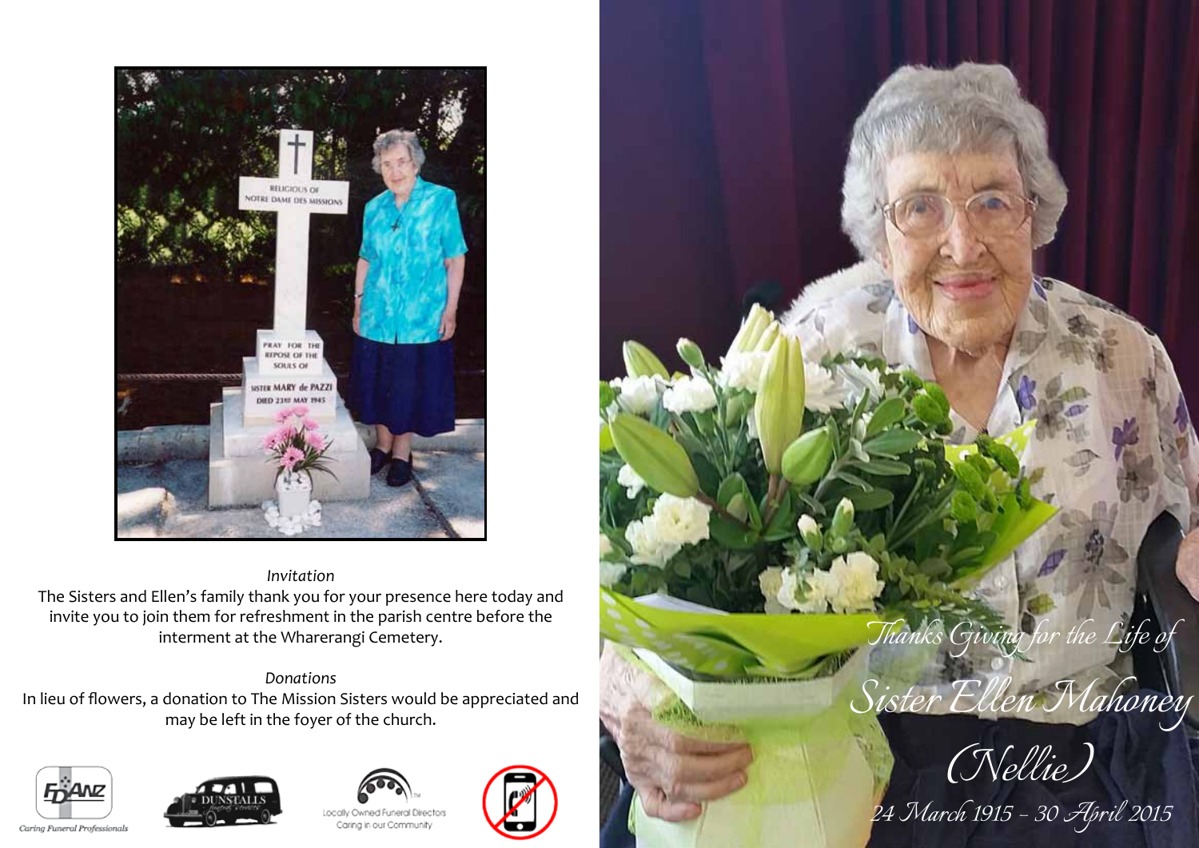*Invitation*

The Sisters and Ellen's family thank you for your presence here today and invite you to join them for refreshment in the parish centre before the interment at the Wharerangi Cemetery.

*Donations*

In lieu of flowers, a donation to The Mission Sisters would be appreciated and may be left in the foyer of the church.

Caring Funeral Professionals

Locally Owned Funeral Directors
Caring in our Community

*Thanks Giving for the Life of*

# *Sister Ellen Mahoney*

## *(Nellie)*

*24 March 1915 – 30 April 2015*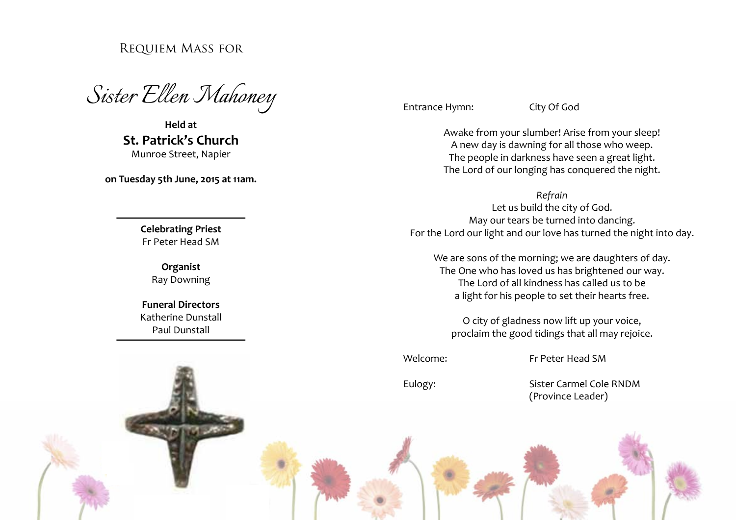Requiem Mass for

# *Sister Ellen Mahoney*

**Held at**

## St. Patrick's Church

Munroe Street, Napier

**on Tuesday 5th June, 2015 at 11am.**

---

**Celebrating Priest**
Fr Peter Head SM

**Organist**
Ray Downing

**Funeral Directors**
Katherine Dunstall
Paul Dunstall

---

Entrance Hymn: City Of God

Awake from your slumber! Arise from your sleep!
A new day is dawning for all those who weep.
The people in darkness have seen a great light.
The Lord of our longing has conquered the night.

*Refrain*
Let us build the city of God.
May our tears be turned into dancing.
For the Lord our light and our love has turned the night into day.

We are sons of the morning; we are daughters of day.
The One who has loved us has brightened our way.
The Lord of all kindness has called us to be
a light for his people to set their hearts free.

O city of gladness now lift up your voice,
proclaim the good tidings that all may rejoice.

Welcome: Fr Peter Head SM

Eulogy: Sister Carmel Cole RNDM
(Province Leader)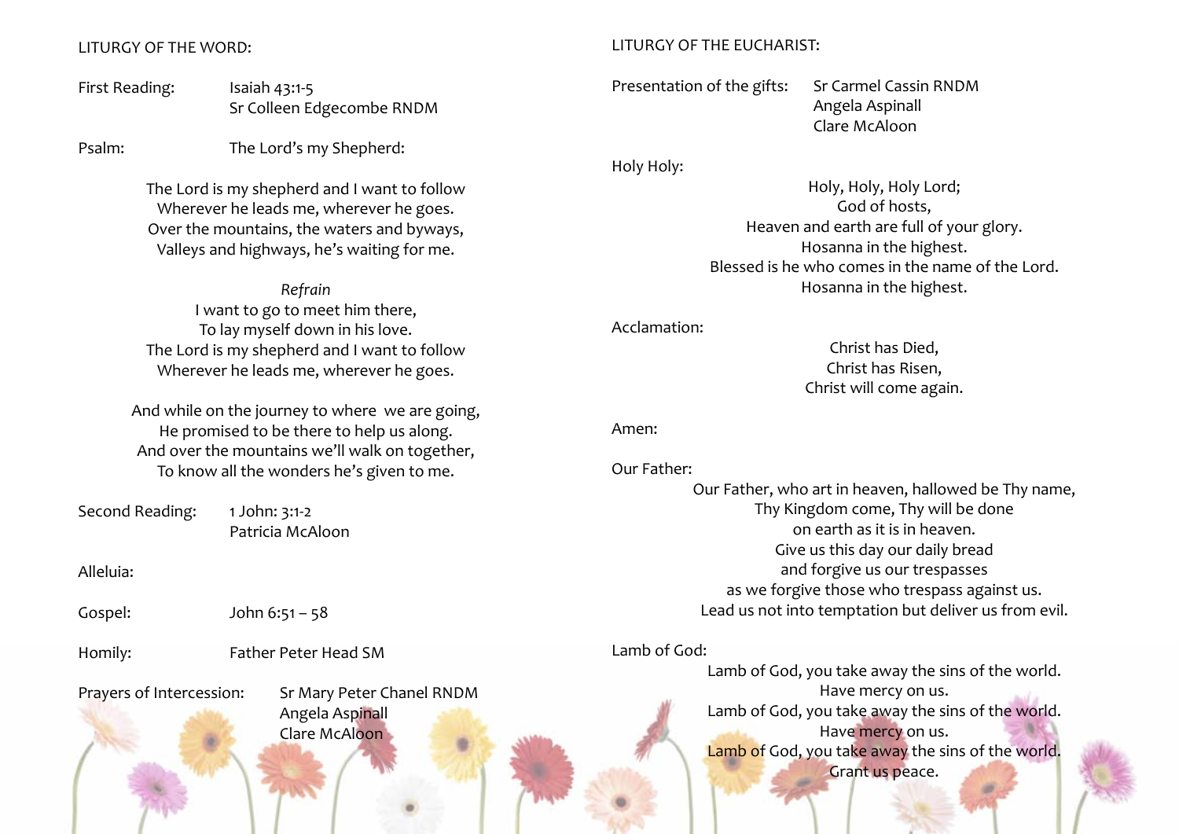## LITURGY OF THE WORD:

First Reading: Isaiah 43:1-5
Sr Colleen Edgecombe RNDM

Psalm: The Lord's my Shepherd:

The Lord is my shepherd and I want to follow
Wherever he leads me, wherever he goes.
Over the mountains, the waters and byways,
Valleys and highways, he's waiting for me.

*Refrain*
I want to go to meet him there,
To lay myself down in his love.
The Lord is my shepherd and I want to follow
Wherever he leads me, wherever he goes.

And while on the journey to where we are going,
He promised to be there to help us along.
And over the mountains we'll walk on together,
To know all the wonders he's given to me.

Second Reading: 1 John: 3:1-2
Patricia McAloon

Alleluia:

Gospel: John 6:51 – 58

Homily: Father Peter Head SM

Prayers of Intercession: Sr Mary Peter Chanel RNDM
Angela Aspinall
Clare McAloon

## LITURGY OF THE EUCHARIST:

Presentation of the gifts: Sr Carmel Cassin RNDM
Angela Aspinall
Clare McAloon

Holy Holy:

Holy, Holy, Holy Lord;
God of hosts,
Heaven and earth are full of your glory.
Hosanna in the highest.
Blessed is he who comes in the name of the Lord.
Hosanna in the highest.

Acclamation:

Christ has Died,
Christ has Risen,
Christ will come again.

Amen:

Our Father:

Our Father, who art in heaven, hallowed be Thy name,
Thy Kingdom come, Thy will be done
on earth as it is in heaven.
Give us this day our daily bread
and forgive us our trespasses
as we forgive those who trespass against us.
Lead us not into temptation but deliver us from evil.

Lamb of God:

Lamb of God, you take away the sins of the world.
Have mercy on us.
Lamb of God, you take away the sins of the world.
Have mercy on us.
Lamb of God, you take away the sins of the world.
Grant us peace.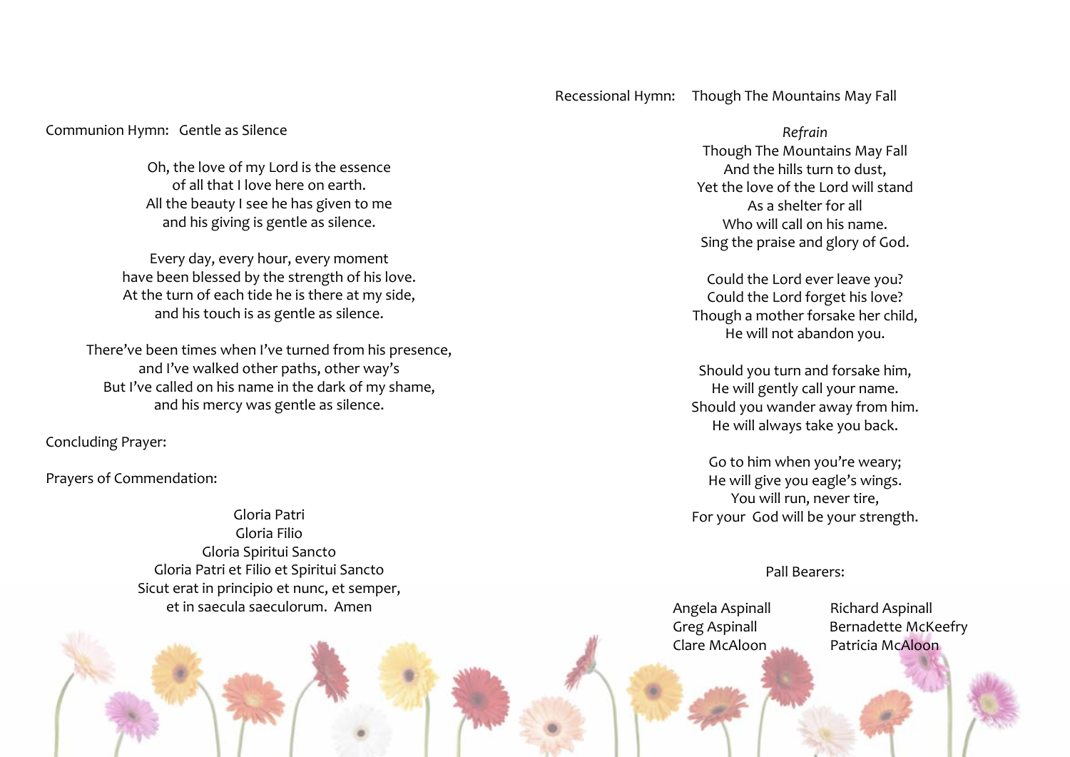Communion Hymn: Gentle as Silence

Oh, the love of my Lord is the essence  
of all that I love here on earth.  
All the beauty I see he has given to me  
and his giving is gentle as silence.

Every day, every hour, every moment  
have been blessed by the strength of his love.  
At the turn of each tide he is there at my side,  
and his touch is as gentle as silence.

There've been times when I've turned from his presence,  
and I've walked other paths, other way's  
But I've called on his name in the dark of my shame,  
and his mercy was gentle as silence.

Concluding Prayer:

Prayers of Commendation:

Gloria Patri  
Gloria Filio  
Gloria Spiritui Sancto  
Gloria Patri et Filio et Spiritui Sancto  
Sicut erat in principio et nunc, et semper,  
et in saecula saeculorum. Amen

Recessional Hymn: Though The Mountains May Fall

*Refrain*

Though The Mountains May Fall  
And the hills turn to dust,  
Yet the love of the Lord will stand  
As a shelter for all  
Who will call on his name.  
Sing the praise and glory of God.

Could the Lord ever leave you?  
Could the Lord forget his love?  
Though a mother forsake her child,  
He will not abandon you.

Should you turn and forsake him,  
He will gently call your name.  
Should you wander away from him.  
He will always take you back.

Go to him when you're weary;  
He will give you eagle's wings.  
You will run, never tire,  
For your God will be your strength.

Pall Bearers:

Angela Aspinall  
Greg Aspinall  
Clare McAloon

Richard Aspinall  
Bernadette McKeefry  
Patricia McAloon